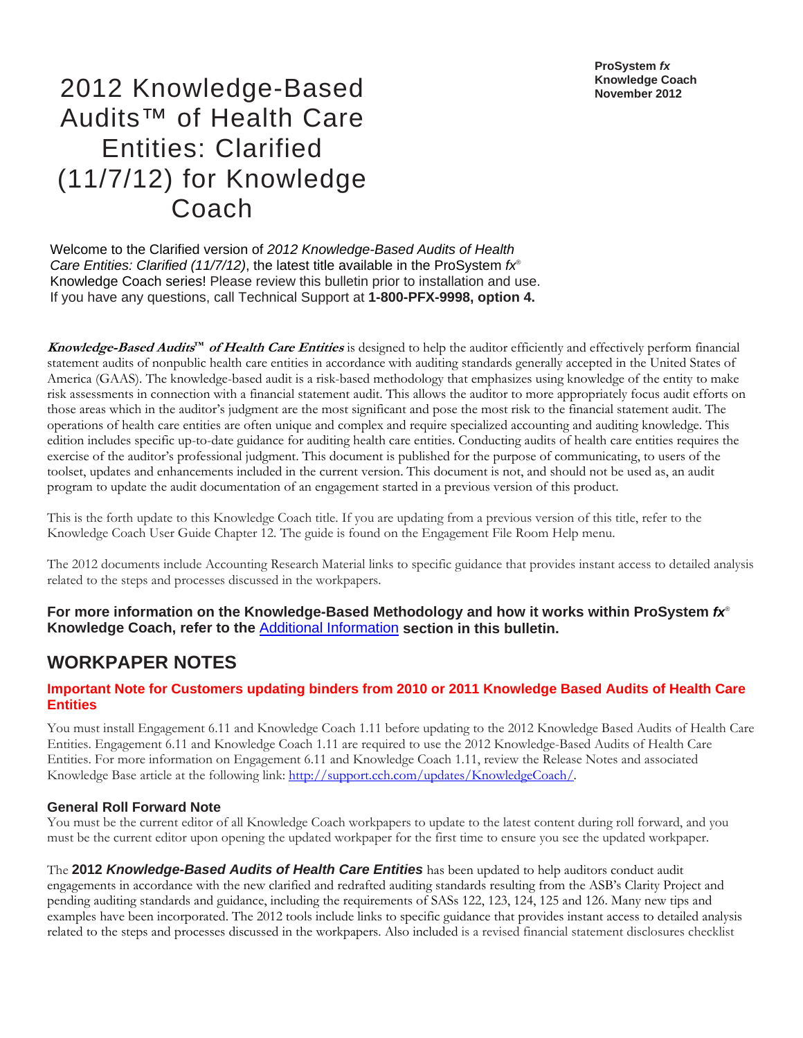**ProSystem *fx***
**Knowledge Coach**
**November 2012**

# 2012 Knowledge-Based Audits™ of Health Care Entities: Clarified (11/7/12) for Knowledge Coach

Welcome to the Clarified version of *2012 Knowledge-Based Audits of Health Care Entities: Clarified (11/7/12)*, the latest title available in the ProSystem *fx*® Knowledge Coach series! Please review this bulletin prior to installation and use. If you have any questions, call Technical Support at **1-800-PFX-9998, option 4.**

***Knowledge-Based Audits*™ *of Health Care Entities*** is designed to help the auditor efficiently and effectively perform financial statement audits of nonpublic health care entities in accordance with auditing standards generally accepted in the United States of America (GAAS). The knowledge-based audit is a risk-based methodology that emphasizes using knowledge of the entity to make risk assessments in connection with a financial statement audit. This allows the auditor to more appropriately focus audit efforts on those areas which in the auditor's judgment are the most significant and pose the most risk to the financial statement audit. The operations of health care entities are often unique and complex and require specialized accounting and auditing knowledge. This edition includes specific up-to-date guidance for auditing health care entities. Conducting audits of health care entities requires the exercise of the auditor's professional judgment. This document is published for the purpose of communicating, to users of the toolset, updates and enhancements included in the current version. This document is not, and should not be used as, an audit program to update the audit documentation of an engagement started in a previous version of this product.

This is the forth update to this Knowledge Coach title. If you are updating from a previous version of this title, refer to the Knowledge Coach User Guide Chapter 12. The guide is found on the Engagement File Room Help menu.

The 2012 documents include Accounting Research Material links to specific guidance that provides instant access to detailed analysis related to the steps and processes discussed in the workpapers.

**For more information on the Knowledge-Based Methodology and how it works within ProSystem *fx*® Knowledge Coach, refer to the Additional Information section in this bulletin.**

## WORKPAPER NOTES

### Important Note for Customers updating binders from 2010 or 2011 Knowledge Based Audits of Health Care Entities

You must install Engagement 6.11 and Knowledge Coach 1.11 before updating to the 2012 Knowledge Based Audits of Health Care Entities. Engagement 6.11 and Knowledge Coach 1.11 are required to use the 2012 Knowledge-Based Audits of Health Care Entities. For more information on Engagement 6.11 and Knowledge Coach 1.11, review the Release Notes and associated Knowledge Base article at the following link: http://support.cch.com/updates/KnowledgeCoach/.

### General Roll Forward Note

You must be the current editor of all Knowledge Coach workpapers to update to the latest content during roll forward, and you must be the current editor upon opening the updated workpaper for the first time to ensure you see the updated workpaper.

The **2012 *Knowledge-Based Audits of Health Care Entities*** has been updated to help auditors conduct audit engagements in accordance with the new clarified and redrafted auditing standards resulting from the ASB's Clarity Project and pending auditing standards and guidance, including the requirements of SASs 122, 123, 124, 125 and 126. Many new tips and examples have been incorporated. The 2012 tools include links to specific guidance that provides instant access to detailed analysis related to the steps and processes discussed in the workpapers. Also included is a revised financial statement disclosures checklist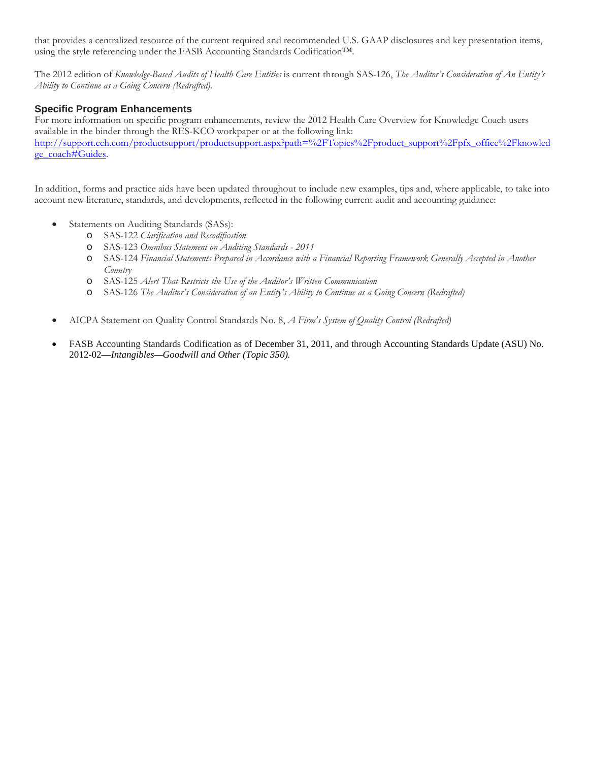that provides a centralized resource of the current required and recommended U.S. GAAP disclosures and key presentation items, using the style referencing under the FASB Accounting Standards Codification™.

The 2012 edition of *Knowledge-Based Audits of Health Care Entities* is current through SAS-126, *The Auditor's Consideration of An Entity's Ability to Continue as a Going Concern (Redrafted).*

### Specific Program Enhancements

For more information on specific program enhancements, review the 2012 Health Care Overview for Knowledge Coach users available in the binder through the RES-KCO workpaper or at the following link: [http://support.cch.com/productsupport/productsupport.aspx?path=%2FTopics%2Fproduct_support%2Fpfx_office%2Fknowledge_coach#Guides](http://support.cch.com/productsupport/productsupport.aspx?path=%2FTopics%2Fproduct_support%2Fpfx_office%2Fknowledge_coach#Guides).

In addition, forms and practice aids have been updated throughout to include new examples, tips and, where applicable, to take into account new literature, standards, and developments, reflected in the following current audit and accounting guidance:

- Statements on Auditing Standards (SASs):
  - SAS-122 *Clarification and Recodification*
  - SAS-123 *Omnibus Statement on Auditing Standards - 2011*
  - SAS-124 *Financial Statements Prepared in Accordance with a Financial Reporting Framework Generally Accepted in Another Country*
  - SAS-125 *Alert That Restricts the Use of the Auditor's Written Communication*
  - SAS-126 *The Auditor's Consideration of an Entity's Ability to Continue as a Going Concern (Redrafted)*

- AICPA Statement on Quality Control Standards No. 8, *A Firm's System of Quality Control (Redrafted)*

- FASB Accounting Standards Codification as of December 31, 2011, and through Accounting Standards Update (ASU) No. 2012-02—*Intangibles—Goodwill and Other (Topic 350).*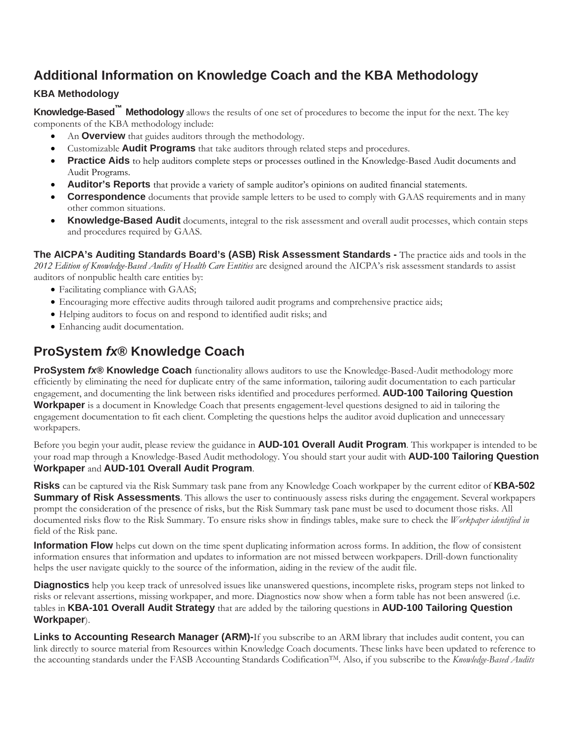## Additional Information on Knowledge Coach and the KBA Methodology

### KBA Methodology

**Knowledge-Based™ Methodology** allows the results of one set of procedures to become the input for the next. The key components of the KBA methodology include:

- An **Overview** that guides auditors through the methodology.
- Customizable **Audit Programs** that take auditors through related steps and procedures.
- **Practice Aids** to help auditors complete steps or processes outlined in the Knowledge-Based Audit documents and Audit Programs.
- **Auditor's Reports** that provide a variety of sample auditor's opinions on audited financial statements.
- **Correspondence** documents that provide sample letters to be used to comply with GAAS requirements and in many other common situations.
- **Knowledge-Based Audit** documents, integral to the risk assessment and overall audit processes, which contain steps and procedures required by GAAS.

**The AICPA's Auditing Standards Board's (ASB) Risk Assessment Standards -** The practice aids and tools in the *2012 Edition of Knowledge-Based Audits of Health Care Entities* are designed around the AICPA's risk assessment standards to assist auditors of nonpublic health care entities by:

- Facilitating compliance with GAAS;
- Encouraging more effective audits through tailored audit programs and comprehensive practice aids;
- Helping auditors to focus on and respond to identified audit risks; and
- Enhancing audit documentation.

## ProSystem *fx*® Knowledge Coach

**ProSystem *fx*® Knowledge Coach** functionality allows auditors to use the Knowledge-Based-Audit methodology more efficiently by eliminating the need for duplicate entry of the same information, tailoring audit documentation to each particular engagement, and documenting the link between risks identified and procedures performed. **AUD-100 Tailoring Question Workpaper** is a document in Knowledge Coach that presents engagement-level questions designed to aid in tailoring the engagement documentation to fit each client. Completing the questions helps the auditor avoid duplication and unnecessary workpapers.

Before you begin your audit, please review the guidance in **AUD-101 Overall Audit Program**. This workpaper is intended to be your road map through a Knowledge-Based Audit methodology. You should start your audit with **AUD-100 Tailoring Question Workpaper** and **AUD-101 Overall Audit Program**.

**Risks** can be captured via the Risk Summary task pane from any Knowledge Coach workpaper by the current editor of **KBA-502 Summary of Risk Assessments**. This allows the user to continuously assess risks during the engagement. Several workpapers prompt the consideration of the presence of risks, but the Risk Summary task pane must be used to document those risks. All documented risks flow to the Risk Summary. To ensure risks show in findings tables, make sure to check the *Workpaper identified in* field of the Risk pane.

**Information Flow** helps cut down on the time spent duplicating information across forms. In addition, the flow of consistent information ensures that information and updates to information are not missed between workpapers. Drill-down functionality helps the user navigate quickly to the source of the information, aiding in the review of the audit file.

**Diagnostics** help you keep track of unresolved issues like unanswered questions, incomplete risks, program steps not linked to risks or relevant assertions, missing workpaper, and more. Diagnostics now show when a form table has not been answered (i.e. tables in **KBA-101 Overall Audit Strategy** that are added by the tailoring questions in **AUD-100 Tailoring Question Workpaper**).

**Links to Accounting Research Manager (ARM)-**If you subscribe to an ARM library that includes audit content, you can link directly to source material from Resources within Knowledge Coach documents. These links have been updated to reference to the accounting standards under the FASB Accounting Standards Codification™. Also, if you subscribe to the *Knowledge-Based Audits*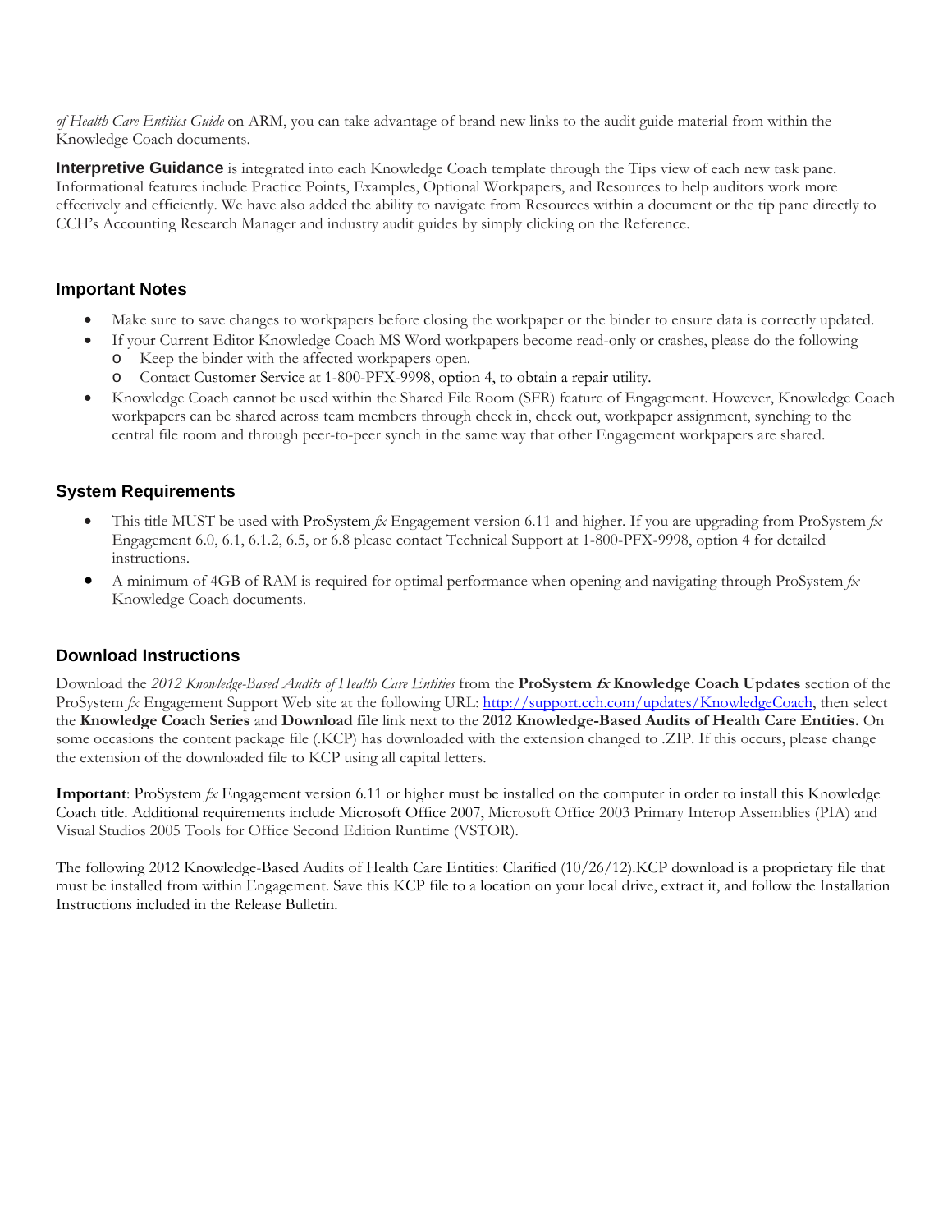*of Health Care Entities Guide* on ARM, you can take advantage of brand new links to the audit guide material from within the Knowledge Coach documents.

**Interpretive Guidance** is integrated into each Knowledge Coach template through the Tips view of each new task pane. Informational features include Practice Points, Examples, Optional Workpapers, and Resources to help auditors work more effectively and efficiently. We have also added the ability to navigate from Resources within a document or the tip pane directly to CCH's Accounting Research Manager and industry audit guides by simply clicking on the Reference.

## Important Notes

- Make sure to save changes to workpapers before closing the workpaper or the binder to ensure data is correctly updated.
- If your Current Editor Knowledge Coach MS Word workpapers become read-only or crashes, please do the following
  - Keep the binder with the affected workpapers open.
  - Contact Customer Service at 1-800-PFX-9998, option 4, to obtain a repair utility.
- Knowledge Coach cannot be used within the Shared File Room (SFR) feature of Engagement. However, Knowledge Coach workpapers can be shared across team members through check in, check out, workpaper assignment, synching to the central file room and through peer-to-peer synch in the same way that other Engagement workpapers are shared.

## System Requirements

- This title MUST be used with ProSystem *fx* Engagement version 6.11 and higher. If you are upgrading from ProSystem *fx* Engagement 6.0, 6.1, 6.1.2, 6.5, or 6.8 please contact Technical Support at 1-800-PFX-9998, option 4 for detailed instructions.
- A minimum of 4GB of RAM is required for optimal performance when opening and navigating through ProSystem *fx* Knowledge Coach documents.

## Download Instructions

Download the *2012 Knowledge-Based Audits of Health Care Entities* from the **ProSystem *fx* Knowledge Coach Updates** section of the ProSystem *fx* Engagement Support Web site at the following URL: [http://support.cch.com/updates/KnowledgeCoach](http://support.cch.com/updates/KnowledgeCoach), then select the **Knowledge Coach Series** and **Download file** link next to the **2012 Knowledge-Based Audits of Health Care Entities.** On some occasions the content package file (.KCP) has downloaded with the extension changed to .ZIP. If this occurs, please change the extension of the downloaded file to KCP using all capital letters.

**Important**: ProSystem *fx* Engagement version 6.11 or higher must be installed on the computer in order to install this Knowledge Coach title. Additional requirements include Microsoft Office 2007, Microsoft Office 2003 Primary Interop Assemblies (PIA) and Visual Studios 2005 Tools for Office Second Edition Runtime (VSTOR).

The following 2012 Knowledge-Based Audits of Health Care Entities: Clarified (10/26/12).KCP download is a proprietary file that must be installed from within Engagement. Save this KCP file to a location on your local drive, extract it, and follow the Installation Instructions included in the Release Bulletin.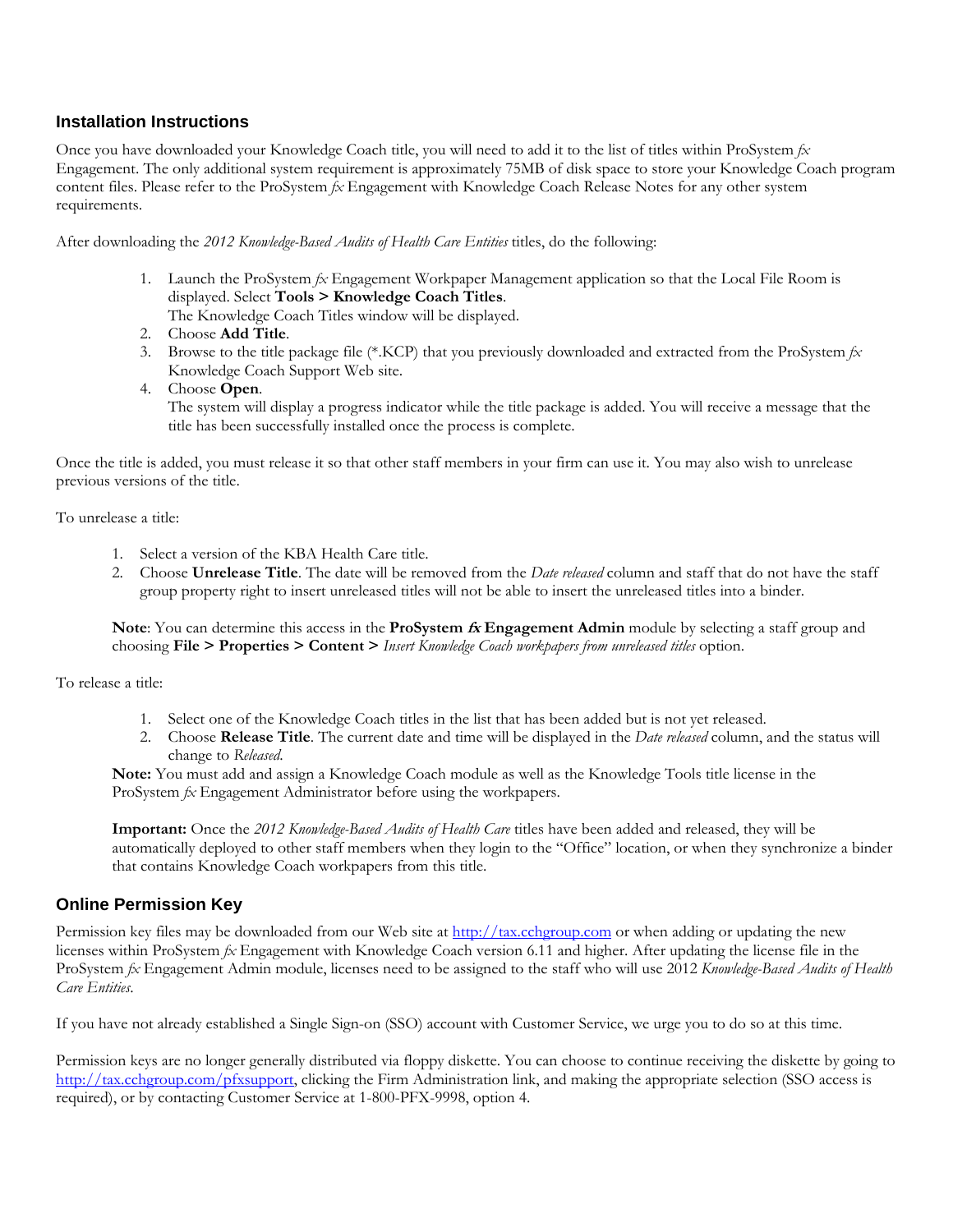## Installation Instructions

Once you have downloaded your Knowledge Coach title, you will need to add it to the list of titles within ProSystem *fx* Engagement. The only additional system requirement is approximately 75MB of disk space to store your Knowledge Coach program content files. Please refer to the ProSystem *fx* Engagement with Knowledge Coach Release Notes for any other system requirements.

After downloading the *2012 Knowledge-Based Audits of Health Care Entities* titles, do the following:

1. Launch the ProSystem *fx* Engagement Workpaper Management application so that the Local File Room is displayed. Select **Tools > Knowledge Coach Titles**.
   The Knowledge Coach Titles window will be displayed.
2. Choose **Add Title**.
3. Browse to the title package file (*.KCP) that you previously downloaded and extracted from the ProSystem *fx* Knowledge Coach Support Web site.
4. Choose **Open**.
   The system will display a progress indicator while the title package is added. You will receive a message that the title has been successfully installed once the process is complete.

Once the title is added, you must release it so that other staff members in your firm can use it. You may also wish to unrelease previous versions of the title.

To unrelease a title:

1. Select a version of the KBA Health Care title.
2. Choose **Unrelease Title**. The date will be removed from the *Date released* column and staff that do not have the staff group property right to insert unreleased titles will not be able to insert the unreleased titles into a binder.

**Note**: You can determine this access in the **ProSystem *fx* Engagement Admin** module by selecting a staff group and choosing **File > Properties > Content >** *Insert Knowledge Coach workpapers from unreleased titles* option.

To release a title:

1. Select one of the Knowledge Coach titles in the list that has been added but is not yet released.
2. Choose **Release Title**. The current date and time will be displayed in the *Date released* column, and the status will change to *Released*.

**Note:** You must add and assign a Knowledge Coach module as well as the Knowledge Tools title license in the ProSystem *fx* Engagement Administrator before using the workpapers.

**Important:** Once the *2012 Knowledge-Based Audits of Health Care* titles have been added and released, they will be automatically deployed to other staff members when they login to the "Office" location, or when they synchronize a binder that contains Knowledge Coach workpapers from this title.

## Online Permission Key

Permission key files may be downloaded from our Web site at http://tax.cchgroup.com or when adding or updating the new licenses within ProSystem *fx* Engagement with Knowledge Coach version 6.11 and higher. After updating the license file in the ProSystem *fx* Engagement Admin module, licenses need to be assigned to the staff who will use 2012 *Knowledge-Based Audits of Health Care Entities*.

If you have not already established a Single Sign-on (SSO) account with Customer Service, we urge you to do so at this time.

Permission keys are no longer generally distributed via floppy diskette. You can choose to continue receiving the diskette by going to http://tax.cchgroup.com/pfxsupport, clicking the Firm Administration link, and making the appropriate selection (SSO access is required), or by contacting Customer Service at 1-800-PFX-9998, option 4.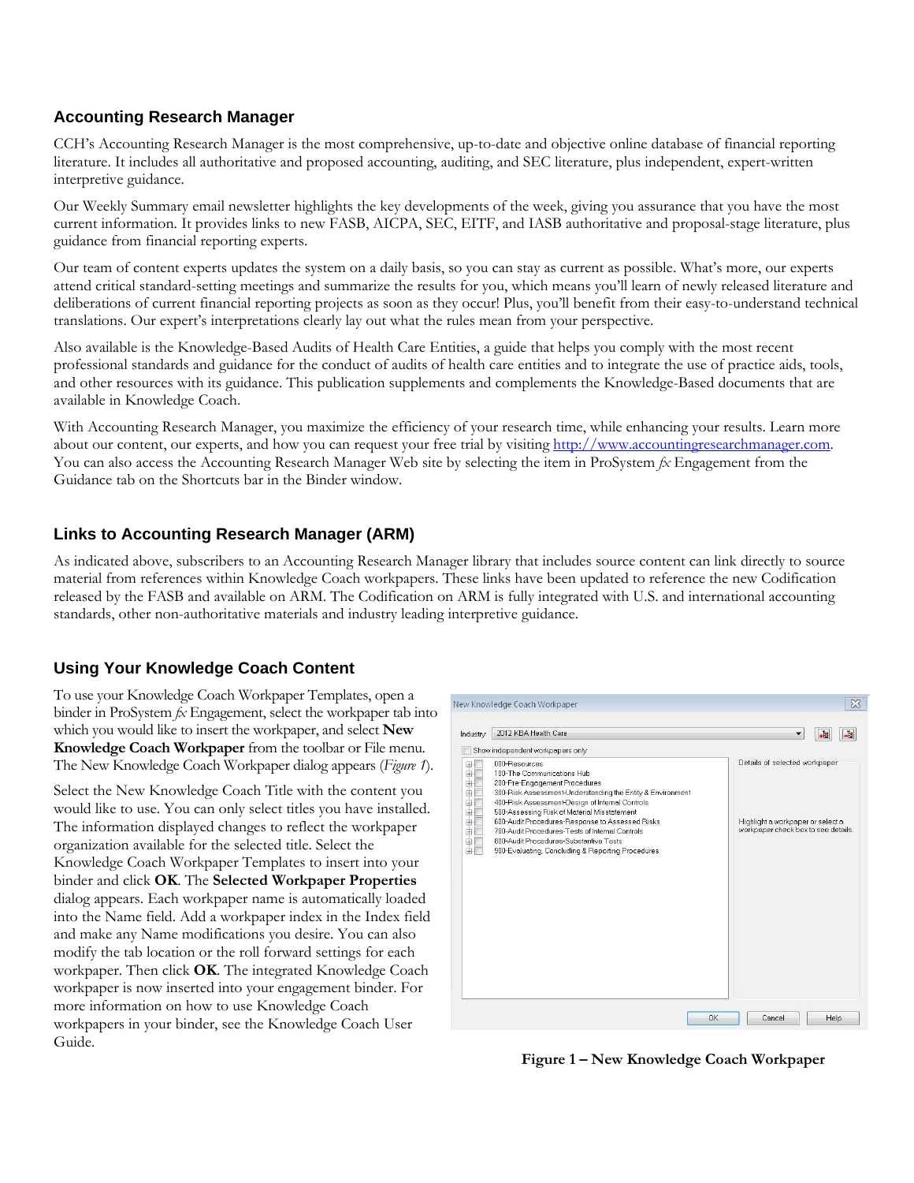## Accounting Research Manager

CCH's Accounting Research Manager is the most comprehensive, up-to-date and objective online database of financial reporting literature. It includes all authoritative and proposed accounting, auditing, and SEC literature, plus independent, expert-written interpretive guidance.

Our Weekly Summary email newsletter highlights the key developments of the week, giving you assurance that you have the most current information. It provides links to new FASB, AICPA, SEC, EITF, and IASB authoritative and proposal-stage literature, plus guidance from financial reporting experts.

Our team of content experts updates the system on a daily basis, so you can stay as current as possible. What's more, our experts attend critical standard-setting meetings and summarize the results for you, which means you'll learn of newly released literature and deliberations of current financial reporting projects as soon as they occur! Plus, you'll benefit from their easy-to-understand technical translations. Our expert's interpretations clearly lay out what the rules mean from your perspective.

Also available is the Knowledge-Based Audits of Health Care Entities, a guide that helps you comply with the most recent professional standards and guidance for the conduct of audits of health care entities and to integrate the use of practice aids, tools, and other resources with its guidance. This publication supplements and complements the Knowledge-Based documents that are available in Knowledge Coach.

With Accounting Research Manager, you maximize the efficiency of your research time, while enhancing your results. Learn more about our content, our experts, and how you can request your free trial by visiting http://www.accountingresearchmanager.com. You can also access the Accounting Research Manager Web site by selecting the item in ProSystem *fx* Engagement from the Guidance tab on the Shortcuts bar in the Binder window.

## Links to Accounting Research Manager (ARM)

As indicated above, subscribers to an Accounting Research Manager library that includes source content can link directly to source material from references within Knowledge Coach workpapers. These links have been updated to reference the new Codification released by the FASB and available on ARM. The Codification on ARM is fully integrated with U.S. and international accounting standards, other non-authoritative materials and industry leading interpretive guidance.

## Using Your Knowledge Coach Content

To use your Knowledge Coach Workpaper Templates, open a binder in ProSystem *fx* Engagement, select the workpaper tab into which you would like to insert the workpaper, and select **New Knowledge Coach Workpaper** from the toolbar or File menu. The New Knowledge Coach Workpaper dialog appears (*Figure 1*).

Select the New Knowledge Coach Title with the content you would like to use. You can only select titles you have installed. The information displayed changes to reflect the workpaper organization available for the selected title. Select the Knowledge Coach Workpaper Templates to insert into your binder and click **OK**. The **Selected Workpaper Properties** dialog appears. Each workpaper name is automatically loaded into the Name field. Add a workpaper index in the Index field and make any Name modifications you desire. You can also modify the tab location or the roll forward settings for each workpaper. Then click **OK**. The integrated Knowledge Coach workpaper is now inserted into your engagement binder. For more information on how to use Knowledge Coach workpapers in your binder, see the Knowledge Coach User Guide.

**Figure 1 – New Knowledge Coach Workpaper**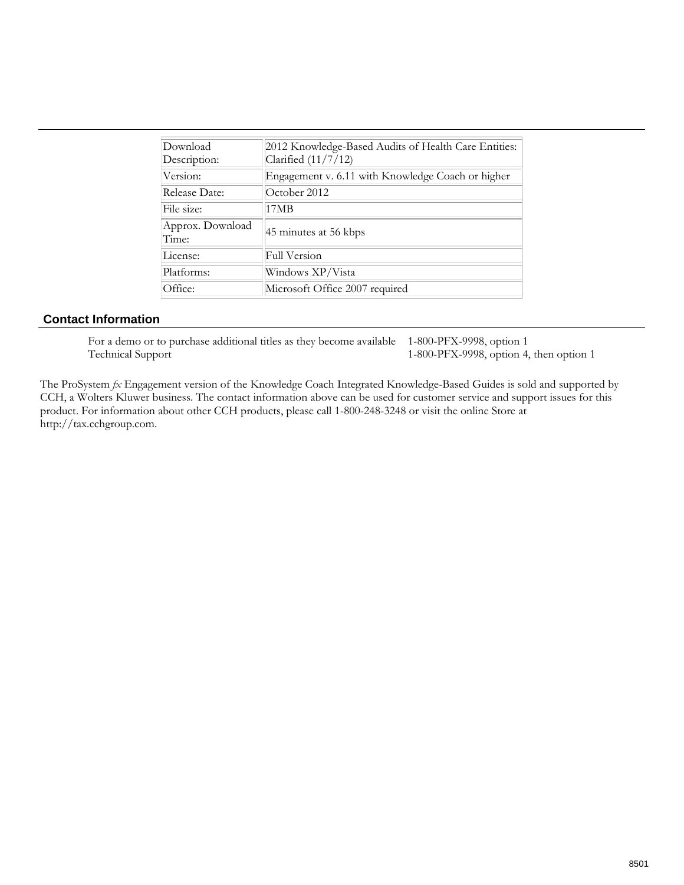| | |
|---|---|
| Download Description: | 2012 Knowledge-Based Audits of Health Care Entities: Clarified (11/7/12) |
| Version: | Engagement v. 6.11 with Knowledge Coach or higher |
| Release Date: | October 2012 |
| File size: | 17MB |
| Approx. Download Time: | 45 minutes at 56 kbps |
| License: | Full Version |
| Platforms: | Windows XP/Vista |
| Office: | Microsoft Office 2007 required |

## Contact Information

| | |
|---|---|
| For a demo or to purchase additional titles as they become available | 1-800-PFX-9998, option 1 |
| Technical Support | 1-800-PFX-9998, option 4, then option 1 |

The ProSystem *fx* Engagement version of the Knowledge Coach Integrated Knowledge-Based Guides is sold and supported by CCH, a Wolters Kluwer business. The contact information above can be used for customer service and support issues for this product. For information about other CCH products, please call 1-800-248-3248 or visit the online Store at http://tax.cchgroup.com.

8501